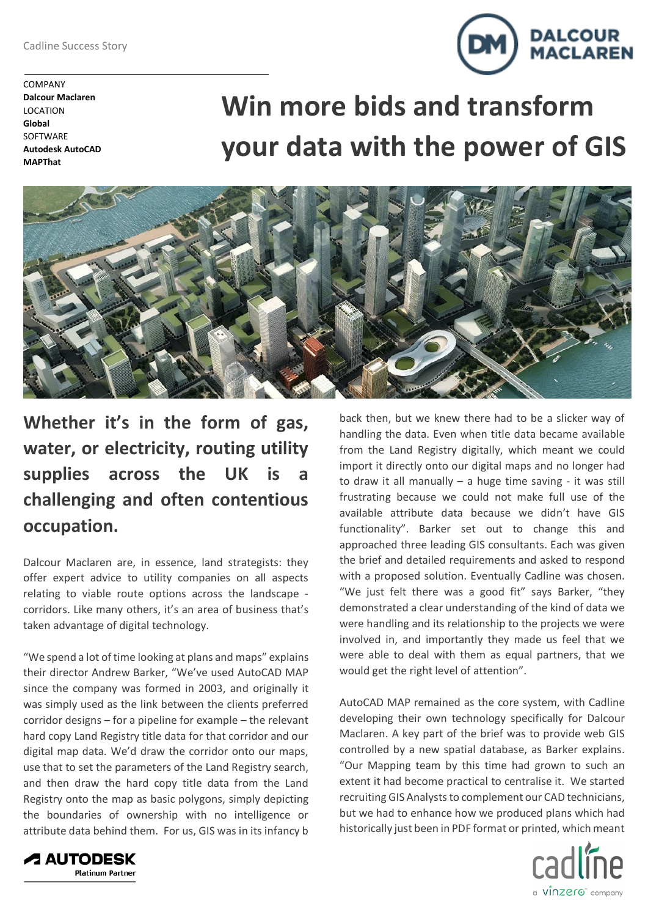Cadline Success Story

COMPANY
**Dalcour Maclaren**
LOCATION
**Global**
SOFTWARE
**Autodesk AutoCAD**
**MAPThat**

# Win more bids and transform your data with the power of GIS

## Whether it's in the form of gas, water, or electricity, routing utility supplies across the UK is a challenging and often contentious occupation.

Dalcour Maclaren are, in essence, land strategists: they offer expert advice to utility companies on all aspects relating to viable route options across the landscape - corridors. Like many others, it's an area of business that's taken advantage of digital technology.

"We spend a lot of time looking at plans and maps" explains their director Andrew Barker, "We've used AutoCAD MAP since the company was formed in 2003, and originally it was simply used as the link between the clients preferred corridor designs – for a pipeline for example – the relevant hard copy Land Registry title data for that corridor and our digital map data. We'd draw the corridor onto our maps, use that to set the parameters of the Land Registry search, and then draw the hard copy title data from the Land Registry onto the map as basic polygons, simply depicting the boundaries of ownership with no intelligence or attribute data behind them. For us, GIS was in its infancy back then, but we knew there had to be a slicker way of handling the data. Even when title data became available from the Land Registry digitally, which meant we could import it directly onto our digital maps and no longer had to draw it all manually – a huge time saving - it was still frustrating because we could not make full use of the available attribute data because we didn't have GIS functionality". Barker set out to change this and approached three leading GIS consultants. Each was given the brief and detailed requirements and asked to respond with a proposed solution. Eventually Cadline was chosen. "We just felt there was a good fit" says Barker, "they demonstrated a clear understanding of the kind of data we were handling and its relationship to the projects we were involved in, and importantly they made us feel that we were able to deal with them as equal partners, that we would get the right level of attention".

AutoCAD MAP remained as the core system, with Cadline developing their own technology specifically for Dalcour Maclaren. A key part of the brief was to provide web GIS controlled by a new spatial database, as Barker explains. "Our Mapping team by this time had grown to such an extent it had become practical to centralise it. We started recruiting GIS Analysts to complement our CAD technicians, but we had to enhance how we produced plans which had historically just been in PDF format or printed, which meant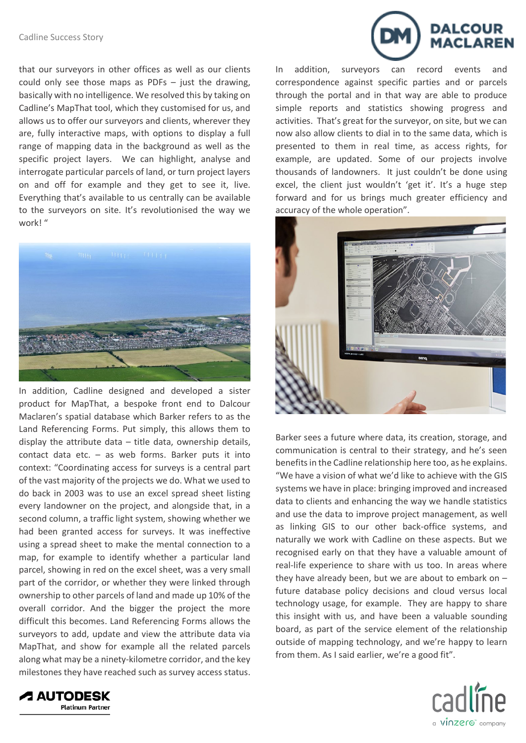that our surveyors in other offices as well as our clients could only see those maps as PDFs – just the drawing, basically with no intelligence. We resolved this by taking on Cadline's MapThat tool, which they customised for us, and allows us to offer our surveyors and clients, wherever they are, fully interactive maps, with options to display a full range of mapping data in the background as well as the specific project layers. We can highlight, analyse and interrogate particular parcels of land, or turn project layers on and off for example and they get to see it, live. Everything that's available to us centrally can be available to the surveyors on site. It's revolutionised the way we work! "

In addition, Cadline designed and developed a sister product for MapThat, a bespoke front end to Dalcour Maclaren's spatial database which Barker refers to as the Land Referencing Forms. Put simply, this allows them to display the attribute data – title data, ownership details, contact data etc. – as web forms. Barker puts it into context: "Coordinating access for surveys is a central part of the vast majority of the projects we do. What we used to do back in 2003 was to use an excel spread sheet listing every landowner on the project, and alongside that, in a second column, a traffic light system, showing whether we had been granted access for surveys. It was ineffective using a spread sheet to make the mental connection to a map, for example to identify whether a particular land parcel, showing in red on the excel sheet, was a very small part of the corridor, or whether they were linked through ownership to other parcels of land and made up 10% of the overall corridor. And the bigger the project the more difficult this becomes. Land Referencing Forms allows the surveyors to add, update and view the attribute data via MapThat, and show for example all the related parcels along what may be a ninety-kilometre corridor, and the key milestones they have reached such as survey access status. In addition, surveyors can record events and correspondence against specific parties and or parcels through the portal and in that way are able to produce simple reports and statistics showing progress and activities. That's great for the surveyor, on site, but we can now also allow clients to dial in to the same data, which is presented to them in real time, as access rights, for example, are updated. Some of our projects involve thousands of landowners. It just couldn't be done using excel, the client just wouldn't 'get it'. It's a huge step forward and for us brings much greater efficiency and accuracy of the whole operation".

Barker sees a future where data, its creation, storage, and communication is central to their strategy, and he's seen benefits in the Cadline relationship here too, as he explains. "We have a vision of what we'd like to achieve with the GIS systems we have in place: bringing improved and increased data to clients and enhancing the way we handle statistics and use the data to improve project management, as well as linking GIS to our other back-office systems, and naturally we work with Cadline on these aspects. But we recognised early on that they have a valuable amount of real-life experience to share with us too. In areas where they have already been, but we are about to embark on – future database policy decisions and cloud versus local technology usage, for example. They are happy to share this insight with us, and have been a valuable sounding board, as part of the service element of the relationship outside of mapping technology, and we're happy to learn from them. As I said earlier, we're a good fit".